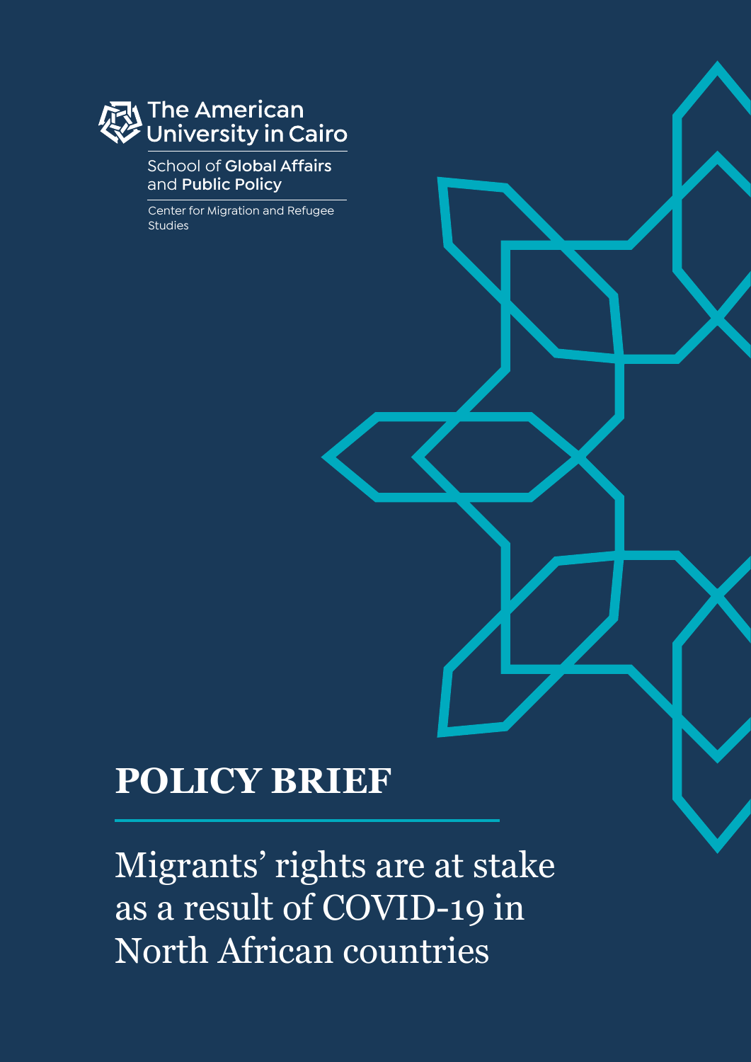The American University in Cairo

School of Global Affairs and Public Policy

Center for Migration and Refugee Studies

# POLICY BRIEF

## Migrants' rights are at stake as a result of COVID-19 in North African countries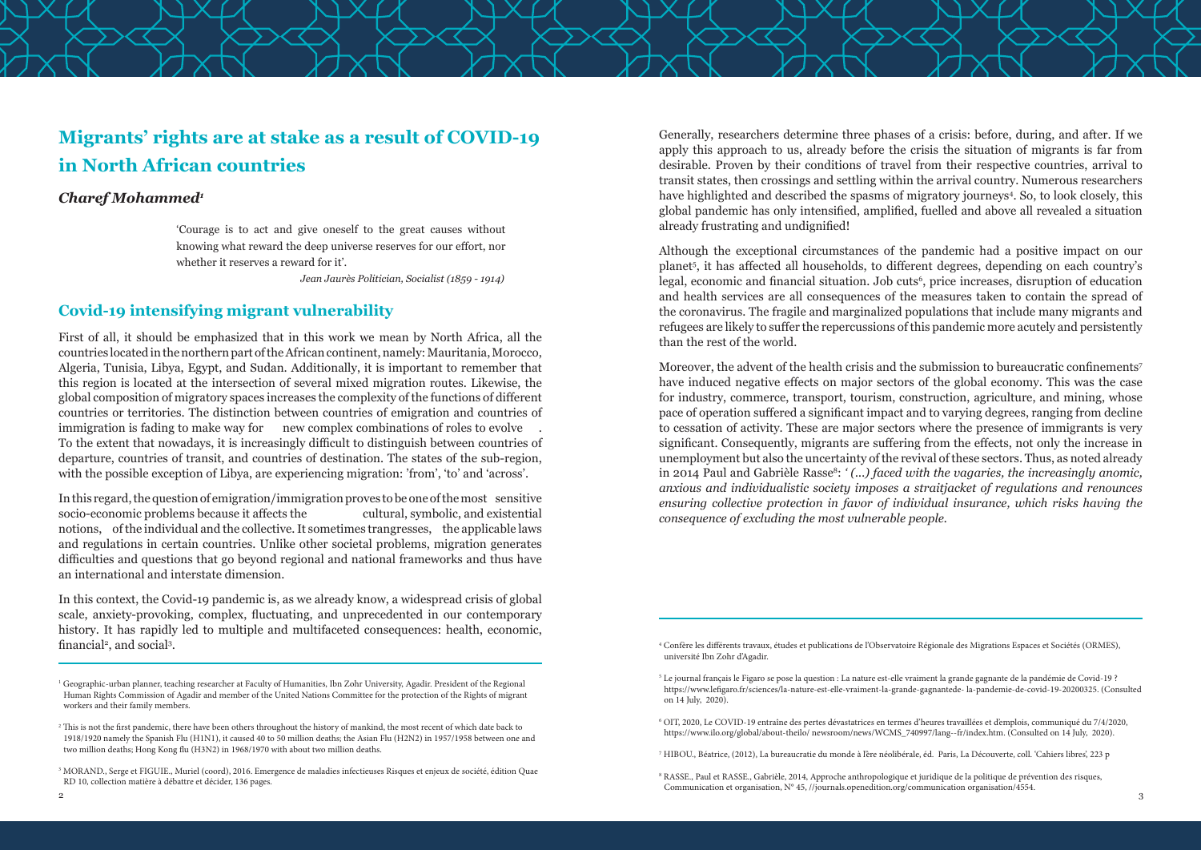# Migrants' rights are at stake as a result of COVID-19 in North African countries

***Charef Mohammed[1]***

> 'Courage is to act and give oneself to the great causes without knowing what reward the deep universe reserves for our effort, nor whether it reserves a reward for it'.
>
> *Jean Jaurès Politician, Socialist (1859 - 1914)*

## Covid-19 intensifying migrant vulnerability

First of all, it should be emphasized that in this work we mean by North Africa, all the countries located in the northern part of the African continent, namely: Mauritania, Morocco, Algeria, Tunisia, Libya, Egypt, and Sudan. Additionally, it is important to remember that this region is located at the intersection of several mixed migration routes. Likewise, the global composition of migratory spaces increases the complexity of the functions of different countries or territories. The distinction between countries of emigration and countries of immigration is fading to make way for new complex combinations of roles to evolve . To the extent that nowadays, it is increasingly difficult to distinguish between countries of departure, countries of transit, and countries of destination. The states of the sub-region, with the possible exception of Libya, are experiencing migration: 'from', 'to' and 'across'.

In this regard, the question of emigration/immigration proves to be one of the most sensitive socio-economic problems because it affects the cultural, symbolic, and existential notions, of the individual and the collective. It sometimes trangresses, the applicable laws and regulations in certain countries. Unlike other societal problems, migration generates difficulties and questions that go beyond regional and national frameworks and thus have an international and interstate dimension.

In this context, the Covid-19 pandemic is, as we already know, a widespread crisis of global scale, anxiety-provoking, complex, fluctuating, and unprecedented in our contemporary history. It has rapidly led to multiple and multifaceted consequences: health, economic, financial[2], and social[3].

Generally, researchers determine three phases of a crisis: before, during, and after. If we apply this approach to us, already before the crisis the situation of migrants is far from desirable. Proven by their conditions of travel from their respective countries, arrival to transit states, then crossings and settling within the arrival country. Numerous researchers have highlighted and described the spasms of migratory journeys[4]. So, to look closely, this global pandemic has only intensified, amplified, fuelled and above all revealed a situation already frustrating and undignified!

Although the exceptional circumstances of the pandemic had a positive impact on our planet[5], it has affected all households, to different degrees, depending on each country's legal, economic and financial situation. Job cuts[6], price increases, disruption of education and health services are all consequences of the measures taken to contain the spread of the coronavirus. The fragile and marginalized populations that include many migrants and refugees are likely to suffer the repercussions of this pandemic more acutely and persistently than the rest of the world.

Moreover, the advent of the health crisis and the submission to bureaucratic confinements[7] have induced negative effects on major sectors of the global economy. This was the case for industry, commerce, transport, tourism, construction, agriculture, and mining, whose pace of operation suffered a significant impact and to varying degrees, ranging from decline to cessation of activity. These are major sectors where the presence of immigrants is very significant. Consequently, migrants are suffering from the effects, not only the increase in unemployment but also the uncertainty of the revival of these sectors. Thus, as noted already in 2014 Paul and Gabrièle Rasse[8]: *' (...) faced with the vagaries, the increasingly anomic, anxious and individualistic society imposes a straitjacket of regulations and renounces ensuring collective protection in favor of individual insurance, which risks having the consequence of excluding the most vulnerable people.*

---

[1] Geographic-urban planner, teaching researcher at Faculty of Humanities, Ibn Zohr University, Agadir. President of the Regional Human Rights Commission of Agadir and member of the United Nations Committee for the protection of the Rights of migrant workers and their family members.

[2] This is not the first pandemic, there have been others throughout the history of mankind, the most recent of which date back to 1918/1920 namely the Spanish Flu (H1N1), it caused 40 to 50 million deaths; the Asian Flu (H2N2) in 1957/1958 between one and two million deaths; Hong Kong flu (H3N2) in 1968/1970 with about two million deaths.

[3] MORAND., Serge et FIGUIE., Muriel (coord), 2016. Emergence de maladies infectieuses Risques et enjeux de société, édition Quae RD 10, collection matière à débattre et décider, 136 pages.

[4] Confère les différents travaux, études et publications de l'Observatoire Régionale des Migrations Espaces et Sociétés (ORMES), université Ibn Zohr d'Agadir.

[5] Le journal français le Figaro se pose la question : La nature est-elle vraiment la grande gagnante de la pandémie de Covid-19 ? https://www.lefigaro.fr/sciences/la-nature-est-elle-vraiment-la-grande-gagnantede- la-pandemie-de-covid-19-20200325. (Consulted on 14 July, 2020).

[6] OIT, 2020, Le COVID-19 entraîne des pertes dévastatrices en termes d'heures travaillées et d'emplois, communiqué du 7/4/2020, https://www.ilo.org/global/about-theilo/ newsroom/news/WCMS_740997/lang--fr/index.htm. (Consulted on 14 July, 2020).

[7] HIBOU., Béatrice, (2012), La bureaucratie du monde à l'ère néolibérale, éd. Paris, La Découverte, coll. 'Cahiers libres', 223 p

[8] RASSE., Paul et RASSE., Gabrièle, 2014, Approche anthropologique et juridique de la politique de prévention des risques, Communication et organisation, N° 45, //journals.openedition.org/communication organisation/4554.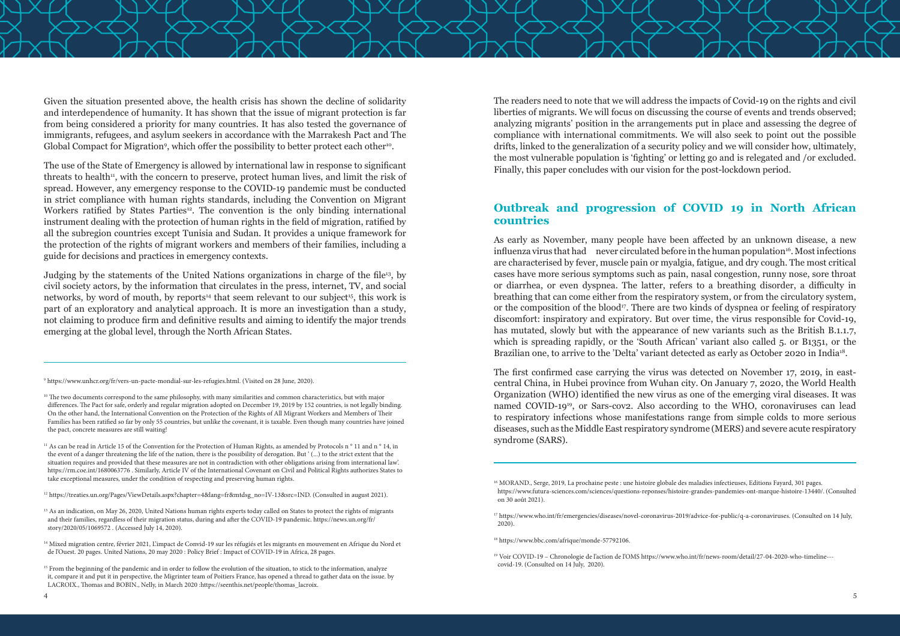Given the situation presented above, the health crisis has shown the decline of solidarity and interdependence of humanity. It has shown that the issue of migrant protection is far from being considered a priority for many countries. It has also tested the governance of immigrants, refugees, and asylum seekers in accordance with the Marrakesh Pact and The Global Compact for Migration[9], which offer the possibility to better protect each other[10].

The use of the State of Emergency is allowed by international law in response to significant threats to health[11], with the concern to preserve, protect human lives, and limit the risk of spread. However, any emergency response to the COVID-19 pandemic must be conducted in strict compliance with human rights standards, including the Convention on Migrant Workers ratified by States Parties[12]. The convention is the only binding international instrument dealing with the protection of human rights in the field of migration, ratified by all the subregion countries except Tunisia and Sudan. It provides a unique framework for the protection of the rights of migrant workers and members of their families, including a guide for decisions and practices in emergency contexts.

Judging by the statements of the United Nations organizations in charge of the file[13], by civil society actors, by the information that circulates in the press, internet, TV, and social networks, by word of mouth, by reports[14] that seem relevant to our subject[15], this work is part of an exploratory and analytical approach. It is more an investigation than a study, not claiming to produce firm and definitive results and aiming to identify the major trends emerging at the global level, through the North African States.

The readers need to note that we will address the impacts of Covid-19 on the rights and civil liberties of migrants. We will focus on discussing the course of events and trends observed; analyzing migrants' position in the arrangements put in place and assessing the degree of compliance with international commitments. We will also seek to point out the possible drifts, linked to the generalization of a security policy and we will consider how, ultimately, the most vulnerable population is 'fighting' or letting go and is relegated and /or excluded. Finally, this paper concludes with our vision for the post-lockdown period.

## Outbreak and progression of COVID 19 in North African countries

As early as November, many people have been affected by an unknown disease, a new influenza virus that had never circulated before in the human population[16]. Most infections are characterised by fever, muscle pain or myalgia, fatigue, and dry cough. The most critical cases have more serious symptoms such as pain, nasal congestion, runny nose, sore throat or diarrhea, or even dyspnea. The latter, refers to a breathing disorder, a difficulty in breathing that can come either from the respiratory system, or from the circulatory system, or the composition of the blood[17]. There are two kinds of dyspnea or feeling of respiratory discomfort: inspiratory and expiratory. But over time, the virus responsible for Covid-19, has mutated, slowly but with the appearance of new variants such as the British B.1.1.7, which is spreading rapidly, or the 'South African' variant also called 5. or B1351, or the Brazilian one, to arrive to the 'Delta' variant detected as early as October 2020 in India[18].

The first confirmed case carrying the virus was detected on November 17, 2019, in east-central China, in Hubei province from Wuhan city. On January 7, 2020, the World Health Organization (WHO) identified the new virus as one of the emerging viral diseases. It was named COVID-19[19], or Sars-cov2. Also according to the WHO, coronaviruses can lead to respiratory infections whose manifestations range from simple colds to more serious diseases, such as the Middle East respiratory syndrome (MERS) and severe acute respiratory syndrome (SARS).

---

[9] https://www.unhcr.org/fr/vers-un-pacte-mondial-sur-les-refugies.html. (Visited on 28 June, 2020).

[10] The two documents correspond to the same philosophy, with many similarities and common characteristics, but with major differences. The Pact for safe, orderly and regular migration adopted on December 19, 2019 by 152 countries, is not legally binding. On the other hand, the International Convention on the Protection of the Rights of All Migrant Workers and Members of Their Families has been ratified so far by only 55 countries, but unlike the covenant, it is taxable. Even though many countries have joined the pact, concrete measures are still waiting!

[11] As can be read in Article 15 of the Convention for the Protection of Human Rights, as amended by Protocols n ° 11 and n ° 14, in the event of a danger threatening the life of the nation, there is the possibility of derogation. But ' (...) to the strict extent that the situation requires and provided that these measures are not in contradiction with other obligations arising from international law'. https://rm.coe.int/1680063776 . Similarly, Article IV of the International Covenant on Civil and Political Rights authorizes States to take exceptional measures, under the condition of respecting and preserving human rights.

[12] https://treaties.un.org/Pages/ViewDetails.aspx?chapter=4&lang=fr&mtdsg_no=IV-13&src=IND. (Consulted in august 2021).

[13] As an indication, on May 26, 2020, United Nations human rights experts today called on States to protect the rights of migrants and their families, regardless of their migration status, during and after the COVID-19 pandemic. https://news.un.org/fr/story/2020/05/1069572 . (Accessed July 14, 2020).

[14] Mixed migration centre, février 2021, L'impact de Convid-19 sur les réfugiés et les migrants en mouvement en Afrique du Nord et de l'Ouest. 20 pages. United Nations, 20 may 2020 : Policy Brief : Impact of COVID-19 in Africa, 28 pages.

[15] From the beginning of the pandemic and in order to follow the evolution of the situation, to stick to the information, analyze it, compare it and put it in perspective, the Migrinter team of Poitiers France, has opened a thread to gather data on the issue. by LACROIX., Thomas and BOBIN., Nelly, in March 2020 :https://seenthis.net/people/thomas_lacroix.

[16] MORAND., Serge, 2019, La prochaine peste : une histoire globale des maladies infectieuses, Editions Fayard, 301 pages. https://www.futura-sciences.com/sciences/questions-reponses/histoire-grandes-pandemies-ont-marque-histoire-13440/. (Consulted on 30 août 2021).

[17] https://www.who.int/fr/emergencies/diseases/novel-coronavirus-2019/advice-for-public/q-a-coronaviruses. (Consulted on 14 July, 2020).

[18] https://www.bbc.com/afrique/monde-57792106.

[19] Voir COVID-19 – Chronologie de l'action de l'OMS https://www.who.int/fr/news-room/detail/27-04-2020-who-timeline---covid-19. (Consulted on 14 July, 2020).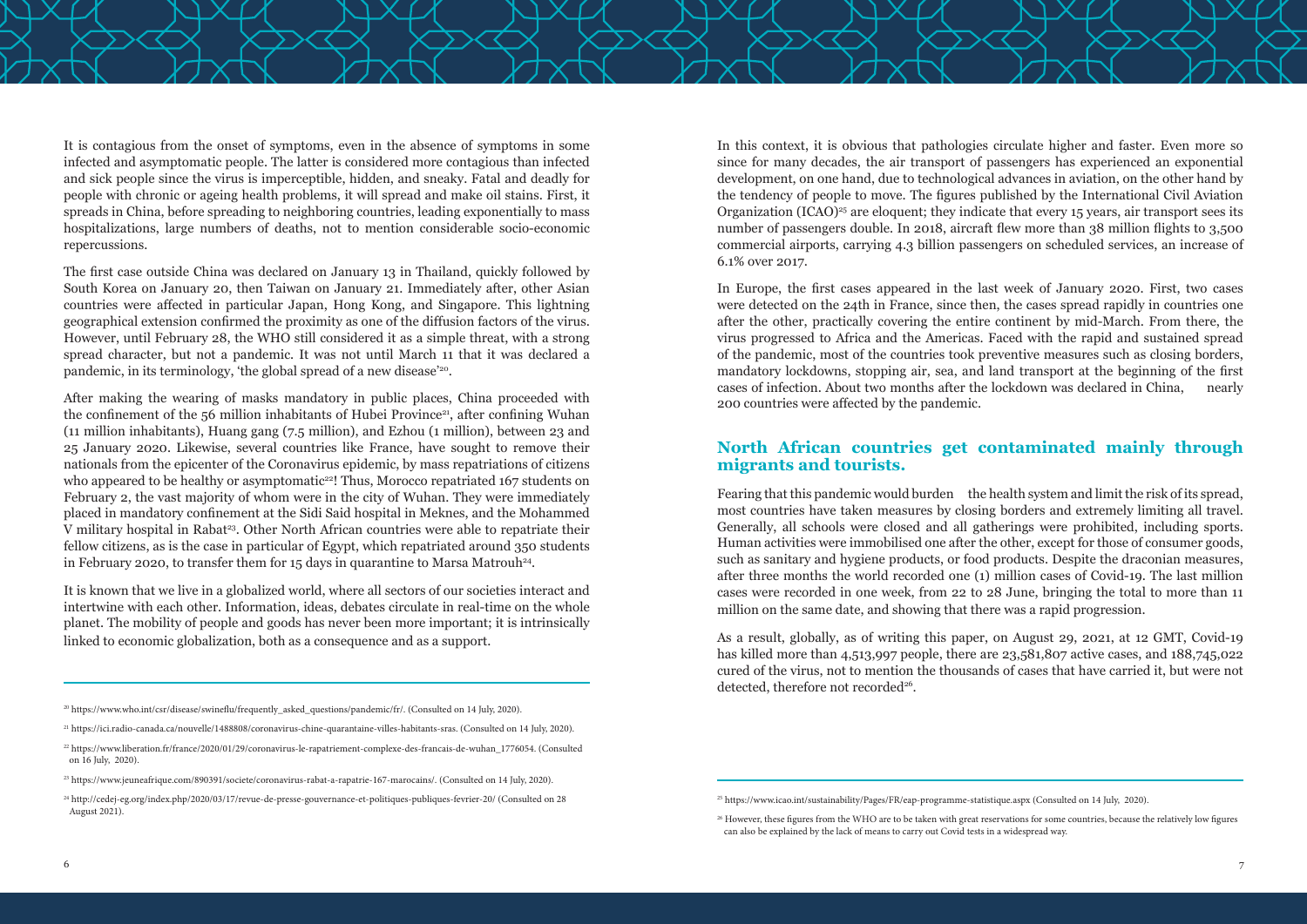It is contagious from the onset of symptoms, even in the absence of symptoms in some infected and asymptomatic people. The latter is considered more contagious than infected and sick people since the virus is imperceptible, hidden, and sneaky. Fatal and deadly for people with chronic or ageing health problems, it will spread and make oil stains. First, it spreads in China, before spreading to neighboring countries, leading exponentially to mass hospitalizations, large numbers of deaths, not to mention considerable socio-economic repercussions.

The first case outside China was declared on January 13 in Thailand, quickly followed by South Korea on January 20, then Taiwan on January 21. Immediately after, other Asian countries were affected in particular Japan, Hong Kong, and Singapore. This lightning geographical extension confirmed the proximity as one of the diffusion factors of the virus. However, until February 28, the WHO still considered it as a simple threat, with a strong spread character, but not a pandemic. It was not until March 11 that it was declared a pandemic, in its terminology, 'the global spread of a new disease'[20].

After making the wearing of masks mandatory in public places, China proceeded with the confinement of the 56 million inhabitants of Hubei Province[21], after confining Wuhan (11 million inhabitants), Huang gang (7.5 million), and Ezhou (1 million), between 23 and 25 January 2020. Likewise, several countries like France, have sought to remove their nationals from the epicenter of the Coronavirus epidemic, by mass repatriations of citizens who appeared to be healthy or asymptomatic[22]! Thus, Morocco repatriated 167 students on February 2, the vast majority of whom were in the city of Wuhan. They were immediately placed in mandatory confinement at the Sidi Said hospital in Meknes, and the Mohammed V military hospital in Rabat[23]. Other North African countries were able to repatriate their fellow citizens, as is the case in particular of Egypt, which repatriated around 350 students in February 2020, to transfer them for 15 days in quarantine to Marsa Matrouh[24].

It is known that we live in a globalized world, where all sectors of our societies interact and intertwine with each other. Information, ideas, debates circulate in real-time on the whole planet. The mobility of people and goods has never been more important; it is intrinsically linked to economic globalization, both as a consequence and as a support.

In this context, it is obvious that pathologies circulate higher and faster. Even more so since for many decades, the air transport of passengers has experienced an exponential development, on one hand, due to technological advances in aviation, on the other hand by the tendency of people to move. The figures published by the International Civil Aviation Organization (ICAO)[25] are eloquent; they indicate that every 15 years, air transport sees its number of passengers double. In 2018, aircraft flew more than 38 million flights to 3,500 commercial airports, carrying 4.3 billion passengers on scheduled services, an increase of 6.1% over 2017.

In Europe, the first cases appeared in the last week of January 2020. First, two cases were detected on the 24th in France, since then, the cases spread rapidly in countries one after the other, practically covering the entire continent by mid-March. From there, the virus progressed to Africa and the Americas. Faced with the rapid and sustained spread of the pandemic, most of the countries took preventive measures such as closing borders, mandatory lockdowns, stopping air, sea, and land transport at the beginning of the first cases of infection. About two months after the lockdown was declared in China, nearly 200 countries were affected by the pandemic.

## North African countries get contaminated mainly through migrants and tourists.

Fearing that this pandemic would burden the health system and limit the risk of its spread, most countries have taken measures by closing borders and extremely limiting all travel. Generally, all schools were closed and all gatherings were prohibited, including sports. Human activities were immobilised one after the other, except for those of consumer goods, such as sanitary and hygiene products, or food products. Despite the draconian measures, after three months the world recorded one (1) million cases of Covid-19. The last million cases were recorded in one week, from 22 to 28 June, bringing the total to more than 11 million on the same date, and showing that there was a rapid progression.

As a result, globally, as of writing this paper, on August 29, 2021, at 12 GMT, Covid-19 has killed more than 4,513,997 people, there are 23,581,807 active cases, and 188,745,022 cured of the virus, not to mention the thousands of cases that have carried it, but were not detected, therefore not recorded[26].

---

[20] https://www.who.int/csr/disease/swineflu/frequently_asked_questions/pandemic/fr/. (Consulted on 14 July, 2020).

[21] https://ici.radio-canada.ca/nouvelle/1488808/coronavirus-chine-quarantaine-villes-habitants-sras. (Consulted on 14 July, 2020).

[22] https://www.liberation.fr/france/2020/01/29/coronavirus-le-rapatriement-complexe-des-francais-de-wuhan_1776054. (Consulted on 16 July, 2020).

[23] https://www.jeuneafrique.com/890391/societe/coronavirus-rabat-a-rapatrie-167-marocains/. (Consulted on 14 July, 2020).

[24] http://cedej-eg.org/index.php/2020/03/17/revue-de-presse-gouvernance-et-politiques-publiques-fevrier-20/ (Consulted on 28 August 2021).

[25] https://www.icao.int/sustainability/Pages/FR/eap-programme-statistique.aspx (Consulted on 14 July, 2020).

[26] However, these figures from the WHO are to be taken with great reservations for some countries, because the relatively low figures can also be explained by the lack of means to carry out Covid tests in a widespread way.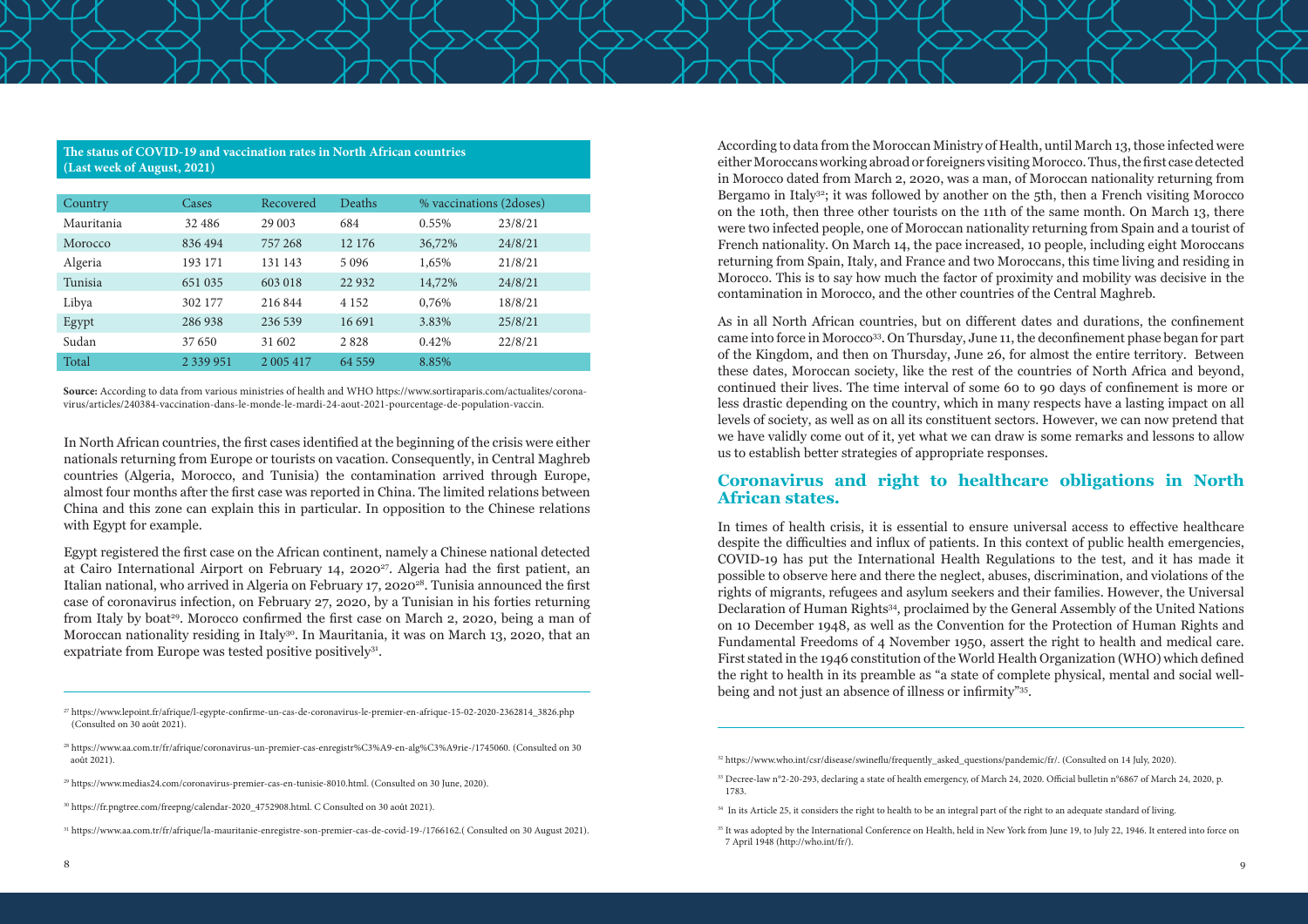**The status of COVID-19 and vaccination rates in North African countries (Last week of August, 2021)**

| Country | Cases | Recovered | Deaths | % vaccinations (2doses) | |
|---|---|---|---|---|---|
| Mauritania | 32 486 | 29 003 | 684 | 0.55% | 23/8/21 |
| Morocco | 836 494 | 757 268 | 12 176 | 36,72% | 24/8/21 |
| Algeria | 193 171 | 131 143 | 5 096 | 1,65% | 21/8/21 |
| Tunisia | 651 035 | 603 018 | 22 932 | 14,72% | 24/8/21 |
| Libya | 302 177 | 216 844 | 4 152 | 0,76% | 18/8/21 |
| Egypt | 286 938 | 236 539 | 16 691 | 3.83% | 25/8/21 |
| Sudan | 37 650 | 31 602 | 2 828 | 0.42% | 22/8/21 |
| Total | 2 339 951 | 2 005 417 | 64 559 | 8.85% | |

**Source:** According to data from various ministries of health and WHO https://www.sortiraparis.com/actualites/corona-virus/articles/240384-vaccination-dans-le-monde-le-mardi-24-aout-2021-pourcentage-de-population-vaccin.

In North African countries, the first cases identified at the beginning of the crisis were either nationals returning from Europe or tourists on vacation. Consequently, in Central Maghreb countries (Algeria, Morocco, and Tunisia) the contamination arrived through Europe, almost four months after the first case was reported in China. The limited relations between China and this zone can explain this in particular. In opposition to the Chinese relations with Egypt for example.

Egypt registered the first case on the African continent, namely a Chinese national detected at Cairo International Airport on February 14, 2020[27]. Algeria had the first patient, an Italian national, who arrived in Algeria on February 17, 2020[28]. Tunisia announced the first case of coronavirus infection, on February 27, 2020, by a Tunisian in his forties returning from Italy by boat[29]. Morocco confirmed the first case on March 2, 2020, being a man of Moroccan nationality residing in Italy[30]. In Mauritania, it was on March 13, 2020, that an expatriate from Europe was tested positive positively[31].

According to data from the Moroccan Ministry of Health, until March 13, those infected were either Moroccans working abroad or foreigners visiting Morocco. Thus, the first case detected in Morocco dated from March 2, 2020, was a man, of Moroccan nationality returning from Bergamo in Italy[32]; it was followed by another on the 5th, then a French visiting Morocco on the 10th, then three other tourists on the 11th of the same month. On March 13, there were two infected people, one of Moroccan nationality returning from Spain and a tourist of French nationality. On March 14, the pace increased, 10 people, including eight Moroccans returning from Spain, Italy, and France and two Moroccans, this time living and residing in Morocco. This is to say how much the factor of proximity and mobility was decisive in the contamination in Morocco, and the other countries of the Central Maghreb.

As in all North African countries, but on different dates and durations, the confinement came into force in Morocco[33]. On Thursday, June 11, the deconfinement phase began for part of the Kingdom, and then on Thursday, June 26, for almost the entire territory. Between these dates, Moroccan society, like the rest of the countries of North Africa and beyond, continued their lives. The time interval of some 60 to 90 days of confinement is more or less drastic depending on the country, which in many respects have a lasting impact on all levels of society, as well as on all its constituent sectors. However, we can now pretend that we have validly come out of it, yet what we can draw is some remarks and lessons to allow us to establish better strategies of appropriate responses.

## Coronavirus and right to healthcare obligations in North African states.

In times of health crisis, it is essential to ensure universal access to effective healthcare despite the difficulties and influx of patients. In this context of public health emergencies, COVID-19 has put the International Health Regulations to the test, and it has made it possible to observe here and there the neglect, abuses, discrimination, and violations of the rights of migrants, refugees and asylum seekers and their families. However, the Universal Declaration of Human Rights[34], proclaimed by the General Assembly of the United Nations on 10 December 1948, as well as the Convention for the Protection of Human Rights and Fundamental Freedoms of 4 November 1950, assert the right to health and medical care. First stated in the 1946 constitution of the World Health Organization (WHO) which defined the right to health in its preamble as "a state of complete physical, mental and social well-being and not just an absence of illness or infirmity"[35].

---

[27] https://www.lepoint.fr/afrique/l-egypte-confirme-un-cas-de-coronavirus-le-premier-en-afrique-15-02-2020-2362814_3826.php (Consulted on 30 août 2021).

[28] https://www.aa.com.tr/fr/afrique/coronavirus-un-premier-cas-enregistr%C3%A9-en-alg%C3%A9rie-/1745060. (Consulted on 30 août 2021).

[29] https://www.medias24.com/coronavirus-premier-cas-en-tunisie-8010.html. (Consulted on 30 June, 2020).

[30] https://fr.pngtree.com/freepng/calendar-2020_4752908.html. C Consulted on 30 août 2021).

[31] https://www.aa.com.tr/fr/afrique/la-mauritanie-enregistre-son-premier-cas-de-covid-19-/1766162.( Consulted on 30 August 2021).

[32] https://www.who.int/csr/disease/swineflu/frequently_asked_questions/pandemic/fr/. (Consulted on 14 July, 2020).

[33] Decree-law n°2-20-293, declaring a state of health emergency, of March 24, 2020. Official bulletin n°6867 of March 24, 2020, p. 1783.

[34] In its Article 25, it considers the right to health to be an integral part of the right to an adequate standard of living.

[35] It was adopted by the International Conference on Health, held in New York from June 19, to July 22, 1946. It entered into force on 7 April 1948 (http://who.int/fr/).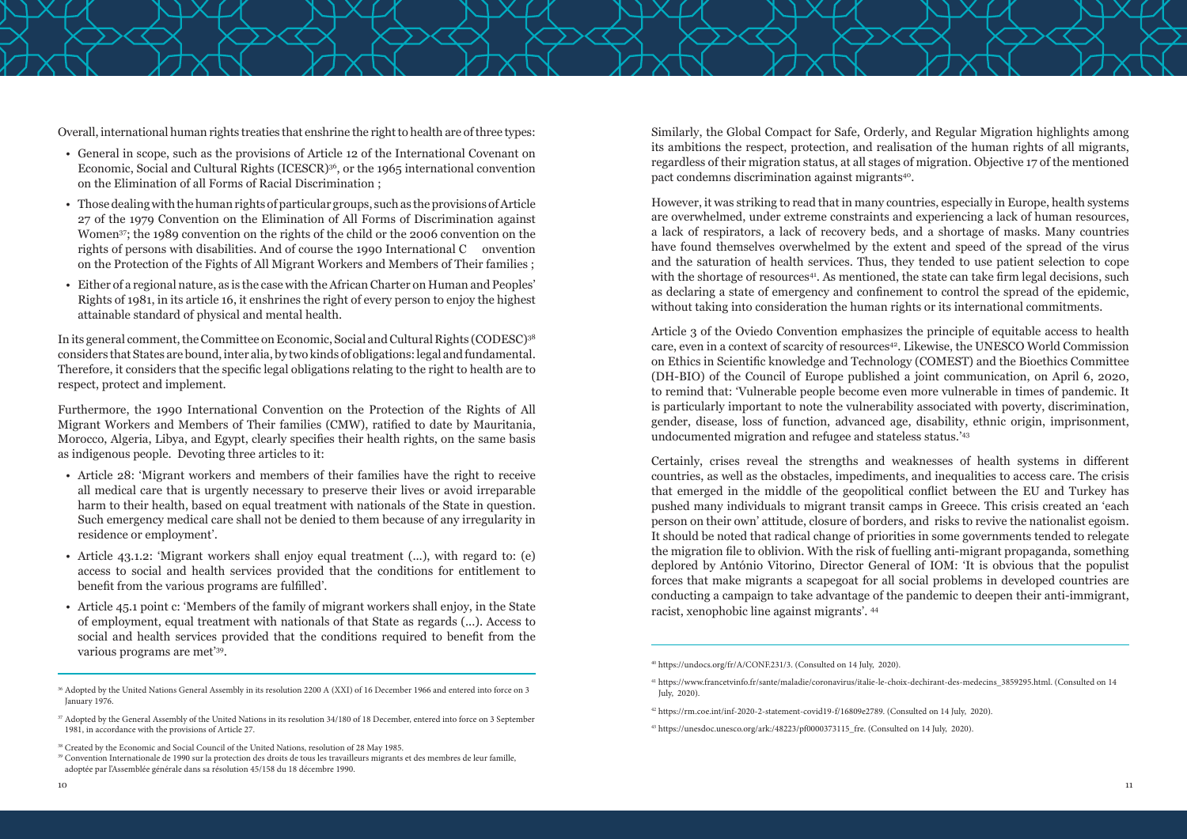Overall, international human rights treaties that enshrine the right to health are of three types:

- General in scope, such as the provisions of Article 12 of the International Covenant on Economic, Social and Cultural Rights (ICESCR)[36], or the 1965 international convention on the Elimination of all Forms of Racial Discrimination ;
- Those dealing with the human rights of particular groups, such as the provisions of Article 27 of the 1979 Convention on the Elimination of All Forms of Discrimination against Women[37]; the 1989 convention on the rights of the child or the 2006 convention on the rights of persons with disabilities. And of course the 1990 International C onvention on the Protection of the Fights of All Migrant Workers and Members of Their families ;
- Either of a regional nature, as is the case with the African Charter on Human and Peoples' Rights of 1981, in its article 16, it enshrines the right of every person to enjoy the highest attainable standard of physical and mental health.

In its general comment, the Committee on Economic, Social and Cultural Rights (CODESC)[38] considers that States are bound, inter alia, by two kinds of obligations: legal and fundamental. Therefore, it considers that the specific legal obligations relating to the right to health are to respect, protect and implement.

Furthermore, the 1990 International Convention on the Protection of the Rights of All Migrant Workers and Members of Their families (CMW), ratified to date by Mauritania, Morocco, Algeria, Libya, and Egypt, clearly specifies their health rights, on the same basis as indigenous people. Devoting three articles to it:

- Article 28: 'Migrant workers and members of their families have the right to receive all medical care that is urgently necessary to preserve their lives or avoid irreparable harm to their health, based on equal treatment with nationals of the State in question. Such emergency medical care shall not be denied to them because of any irregularity in residence or employment'.
- Article 43.1.2: 'Migrant workers shall enjoy equal treatment (...), with regard to: (e) access to social and health services provided that the conditions for entitlement to benefit from the various programs are fulfilled'.
- Article 45.1 point c: 'Members of the family of migrant workers shall enjoy, in the State of employment, equal treatment with nationals of that State as regards (...). Access to social and health services provided that the conditions required to benefit from the various programs are met'[39].

[36] Adopted by the United Nations General Assembly in its resolution 2200 A (XXI) of 16 December 1966 and entered into force on 3 January 1976.

[37] Adopted by the General Assembly of the United Nations in its resolution 34/180 of 18 December, entered into force on 3 September 1981, in accordance with the provisions of Article 27.

[38] Created by the Economic and Social Council of the United Nations, resolution of 28 May 1985.

[39] Convention Internationale de 1990 sur la protection des droits de tous les travailleurs migrants et des membres de leur famille, adoptée par l'Assemblée générale dans sa résolution 45/158 du 18 décembre 1990.

Similarly, the Global Compact for Safe, Orderly, and Regular Migration highlights among its ambitions the respect, protection, and realisation of the human rights of all migrants, regardless of their migration status, at all stages of migration. Objective 17 of the mentioned pact condemns discrimination against migrants[40].

However, it was striking to read that in many countries, especially in Europe, health systems are overwhelmed, under extreme constraints and experiencing a lack of human resources, a lack of respirators, a lack of recovery beds, and a shortage of masks. Many countries have found themselves overwhelmed by the extent and speed of the spread of the virus and the saturation of health services. Thus, they tended to use patient selection to cope with the shortage of resources[41]. As mentioned, the state can take firm legal decisions, such as declaring a state of emergency and confinement to control the spread of the epidemic, without taking into consideration the human rights or its international commitments.

Article 3 of the Oviedo Convention emphasizes the principle of equitable access to health care, even in a context of scarcity of resources[42]. Likewise, the UNESCO World Commission on Ethics in Scientific knowledge and Technology (COMEST) and the Bioethics Committee (DH-BIO) of the Council of Europe published a joint communication, on April 6, 2020, to remind that: 'Vulnerable people become even more vulnerable in times of pandemic. It is particularly important to note the vulnerability associated with poverty, discrimination, gender, disease, loss of function, advanced age, disability, ethnic origin, imprisonment, undocumented migration and refugee and stateless status.'[43]

Certainly, crises reveal the strengths and weaknesses of health systems in different countries, as well as the obstacles, impediments, and inequalities to access care. The crisis that emerged in the middle of the geopolitical conflict between the EU and Turkey has pushed many individuals to migrant transit camps in Greece. This crisis created an 'each person on their own' attitude, closure of borders, and risks to revive the nationalist egoism. It should be noted that radical change of priorities in some governments tended to relegate the migration file to oblivion. With the risk of fuelling anti-migrant propaganda, something deplored by António Vitorino, Director General of IOM: 'It is obvious that the populist forces that make migrants a scapegoat for all social problems in developed countries are conducting a campaign to take advantage of the pandemic to deepen their anti-immigrant, racist, xenophobic line against migrants'. [44]

[40] https://undocs.org/fr/A/CONF.231/3. (Consulted on 14 July, 2020).

[41] https://www.francetvinfo.fr/sante/maladie/coronavirus/italie-le-choix-dechirant-des-medecins_3859295.html. (Consulted on 14 July, 2020).

[42] https://rm.coe.int/inf-2020-2-statement-covid19-f/16809e2789. (Consulted on 14 July, 2020).

[43] https://unesdoc.unesco.org/ark:/48223/pf0000373115_fre. (Consulted on 14 July, 2020).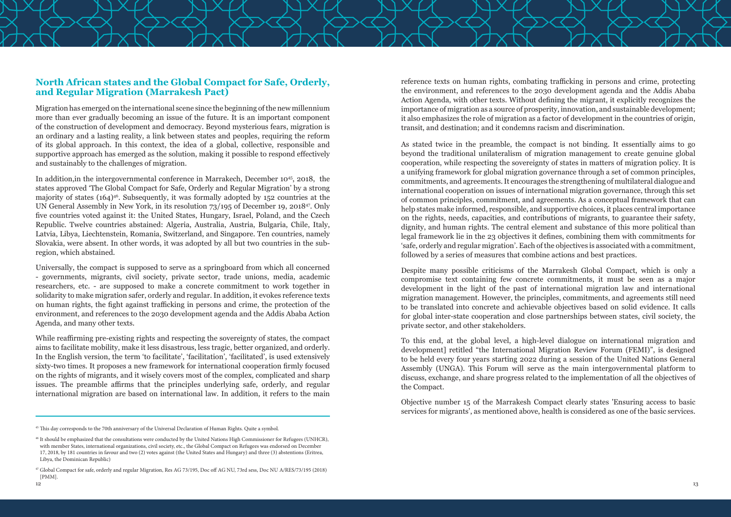## North African states and the Global Compact for Safe, Orderly, and Regular Migration (Marrakesh Pact)

Migration has emerged on the international scene since the beginning of the new millennium more than ever gradually becoming an issue of the future. It is an important component of the construction of development and democracy. Beyond mysterious fears, migration is an ordinary and a lasting reality, a link between states and peoples, requiring the reform of its global approach. In this context, the idea of a global, collective, responsible and supportive approach has emerged as the solution, making it possible to respond effectively and sustainably to the challenges of migration.

In addition,in the intergovernmental conference in Marrakech, December 10[45], 2018, the states approved 'The Global Compact for Safe, Orderly and Regular Migration' by a strong majority of states (164)[46]. Subsequently, it was formally adopted by 152 countries at the UN General Assembly in New York, in its resolution 73/195 of December 19, 2018[47]. Only five countries voted against it: the United States, Hungary, Israel, Poland, and the Czech Republic. Twelve countries abstained: Algeria, Australia, Austria, Bulgaria, Chile, Italy, Latvia, Libya, Liechtenstein, Romania, Switzerland, and Singapore. Ten countries, namely Slovakia, were absent. In other words, it was adopted by all but two countries in the sub-region, which abstained.

Universally, the compact is supposed to serve as a springboard from which all concerned - governments, migrants, civil society, private sector, trade unions, media, academic researchers, etc. - are supposed to make a concrete commitment to work together in solidarity to make migration safer, orderly and regular. In addition, it evokes reference texts on human rights, the fight against trafficking in persons and crime, the protection of the environment, and references to the 2030 development agenda and the Addis Ababa Action Agenda, and many other texts.

While reaffirming pre-existing rights and respecting the sovereignty of states, the compact aims to facilitate mobility, make it less disastrous, less tragic, better organized, and orderly. In the English version, the term 'to facilitate', 'facilitation', 'facilitated', is used extensively sixty-two times. It proposes a new framework for international cooperation firmly focused on the rights of migrants, and it wisely covers most of the complex, complicated and sharp issues. The preamble affirms that the principles underlying safe, orderly, and regular international migration are based on international law. In addition, it refers to the main reference texts on human rights, combating trafficking in persons and crime, protecting the environment, and references to the 2030 development agenda and the Addis Ababa Action Agenda, with other texts. Without defining the migrant, it explicitly recognizes the importance of migration as a source of prosperity, innovation, and sustainable development; it also emphasizes the role of migration as a factor of development in the countries of origin, transit, and destination; and it condemns racism and discrimination.

As stated twice in the preamble, the compact is not binding. It essentially aims to go beyond the traditional unilateralism of migration management to create genuine global cooperation, while respecting the sovereignty of states in matters of migration policy. It is a unifying framework for global migration governance through a set of common principles, commitments, and agreements. It encourages the strengthening of multilateral dialogue and international cooperation on issues of international migration governance, through this set of common principles, commitment, and agreements. As a conceptual framework that can help states make informed, responsible, and supportive choices, it places central importance on the rights, needs, capacities, and contributions of migrants, to guarantee their safety, dignity, and human rights. The central element and substance of this more political than legal framework lie in the 23 objectives it defines, combining them with commitments for 'safe, orderly and regular migration'. Each of the objectives is associated with a commitment, followed by a series of measures that combine actions and best practices.

Despite many possible criticisms of the Marrakesh Global Compact, which is only a compromise text containing few concrete commitments, it must be seen as a major development in the light of the past of international migration law and international migration management. However, the principles, commitments, and agreements still need to be translated into concrete and achievable objectives based on solid evidence. It calls for global inter-state cooperation and close partnerships between states, civil society, the private sector, and other stakeholders.

To this end, at the global level, a high-level dialogue on international migration and development] retitled "The International Migration Review Forum (FEMI)", is designed to be held every four years starting 2022 during a session of the United Nations General Assembly (UNGA). This Forum will serve as the main intergovernmental platform to discuss, exchange, and share progress related to the implementation of all the objectives of the Compact.

Objective number 15 of the Marrakesh Compact clearly states 'Ensuring access to basic services for migrants', as mentioned above, health is considered as one of the basic services.

---

[45] This day corresponds to the 70th anniversary of the Universal Declaration of Human Rights. Quite a symbol.

[46] It should be emphasized that the consultations were conducted by the United Nations High Commissioner for Refugees (UNHCR), with member States, international organizations, civil society, etc., the Global Compact on Refugees was endorsed on December 17, 2018, by 181 countries in favour and two (2) votes against (the United States and Hungary) and three (3) abstentions (Eritrea, Libya, the Dominican Republic)

[47] Global Compact for safe, orderly and regular Migration, Res AG 73/195, Doc off AG NU, 73rd sess, Doc NU A/RES/73/195 (2018) [PMM].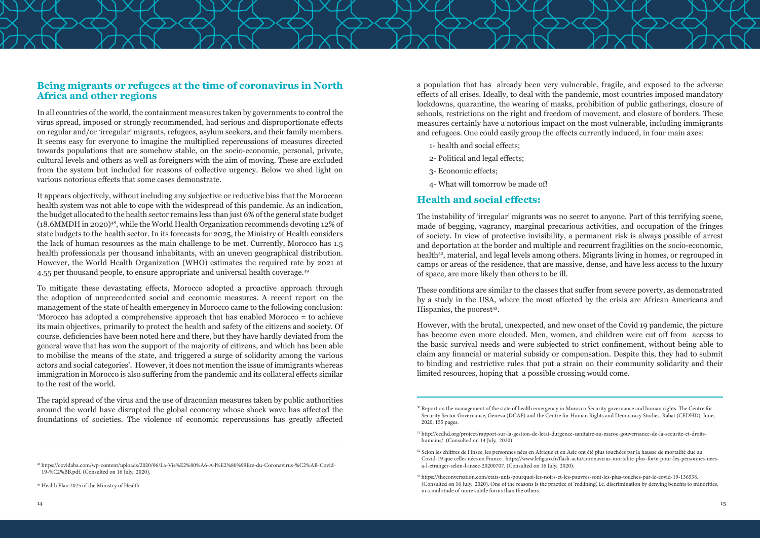## Being migrants or refugees at the time of coronavirus in North Africa and other regions

In all countries of the world, the containment measures taken by governments to control the virus spread, imposed or strongly recommended, had serious and disproportionate effects on regular and/or 'irregular' migrants, refugees, asylum seekers, and their family members. It seems easy for everyone to imagine the multiplied repercussions of measures directed towards populations that are somehow stable, on the socio-economic, personal, private, cultural levels and others as well as foreigners with the aim of moving. These are excluded from the system but included for reasons of collective urgency. Below we shed light on various notorious effects that some cases demonstrate.

It appears objectively, without including any subjective or reductive bias that the Moroccan health system was not able to cope with the widespread of this pandemic. As an indication, the budget allocated to the health sector remains less than just 6% of the general state budget (18.6MMDH in 2020)[48], while the World Health Organization recommends devoting 12% of state budgets to the health sector. In its forecasts for 2025, the Ministry of Health considers the lack of human resources as the main challenge to be met. Currently, Morocco has 1.5 health professionals per thousand inhabitants, with an uneven geographical distribution. However, the World Health Organization (WHO) estimates the required rate by 2021 at 4.55 per thousand people, to ensure appropriate and universal health coverage.[49]

To mitigate these devastating effects, Morocco adopted a proactive approach through the adoption of unprecedented social and economic measures. A recent report on the management of the state of health emergency in Morocco came to the following conclusion: 'Morocco has adopted a comprehensive approach that has enabled Morocco = to achieve its main objectives, primarily to protect the health and safety of the citizens and society. Of course, deficiencies have been noted here and there, but they have hardly deviated from the general wave that has won the support of the majority of citizens, and which has been able to mobilise the means of the state, and triggered a surge of solidarity among the various actors and social categories'. However, it does not mention the issue of immigrants whereas immigration in Morocco is also suffering from the pandemic and its collateral effects similar to the rest of the world.

The rapid spread of the virus and the use of draconian measures taken by public authorities around the world have disrupted the global economy whose shock wave has affected the foundations of societies. The violence of economic repercussions has greatly affected a population that has already been very vulnerable, fragile, and exposed to the adverse effects of all crises. Ideally, to deal with the pandemic, most countries imposed mandatory lockdowns, quarantine, the wearing of masks, prohibition of public gatherings, closure of schools, restrictions on the right and freedom of movement, and closure of borders. These measures certainly have a notorious impact on the most vulnerable, including immigrants and refugees. One could easily group the effects currently induced, in four main axes:

1- health and social effects;

2- Political and legal effects;

3- Economic effects;

4- What will tomorrow be made of!

## Health and social effects:

The instability of 'irregular' migrants was no secret to anyone. Part of this terrifying scene, made of begging, vagrancy, marginal precarious activities, and occupation of the fringes of society. In view of protective invisibility, a permanent risk is always possible of arrest and deportation at the border and multiple and recurrent fragilities on the socio-economic, health[52], material, and legal levels among others. Migrants living in homes, or regrouped in camps or areas of the residence, that are massive, dense, and have less access to the luxury of space, are more likely than others to be ill.

These conditions are similar to the classes that suffer from severe poverty, as demonstrated by a study in the USA, where the most affected by the crisis are African Americans and Hispanics, the poorest[53].

However, with the brutal, unexpected, and new onset of the Covid 19 pandemic, the picture has become even more clouded. Men, women, and children were cut off from access to the basic survival needs and were subjected to strict confinement, without being able to claim any financial or material subsidy or compensation. Despite this, they had to submit to binding and restrictive rules that put a strain on their community solidarity and their limited resources, hoping that a possible crossing would come.

---

[48] https://covidaba.com/wp-content/uploads/2020/06/La-Vie%E2%80%A6-A-l%E2%80%99Ere-du-Coronavirus-%C2%AB-Covid-19-%C2%BB.pdf. (Consulted on 16 July, 2020).

[49] Health Plan 2025 of the Ministry of Health.

[50] Report on the management of the state of health emergency in Morocco Security governance and human rights. The Centre for Security Sector Governance, Geneva (DCAF) and the Centre for Human Rights and Democracy Studies, Rabat (CEDHD). June, 2020, 155 pages.

[51] http://cedhd.org/project/rapport-sur-la-gestion-de-letat-durgence-sanitaire-au-maroc-gouvernance-de-la-securite-et-droits-humains/. (Consulted on 14 July, 2020).

[52] Selon les chiffres de l'Insee, les personnes nées en Afrique et en Asie ont été plus touchées par la hausse de mortalité due au Covid-19 que celles nées en France. https://www.lefigaro.fr/flash-actu/coronavirus-mortalite-plus-forte-pour-les-personnes-nees-a-l-etranger-selon-l-insee-20200707. (Consulted on 16 July, 2020).

[53] https://theconversation.com/etats-unis-pourquoi-les-noirs-et-les-pauvres-sont-les-plus-touches-par-le-covid-19-136538. (Consulted on 16 July, 2020). One of the reasons is the practice of 'redlining', i.e. discrimination by denying benefits to minorities, in a multitude of more subtle forms than the others.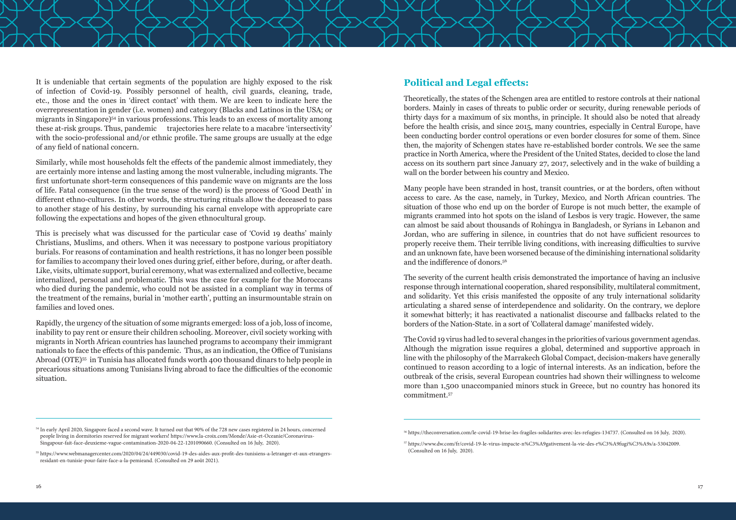It is undeniable that certain segments of the population are highly exposed to the risk of infection of Covid-19. Possibly personnel of health, civil guards, cleaning, trade, etc., those and the ones in 'direct contact' with them. We are keen to indicate here the overrepresentation in gender (i.e. women) and category (Blacks and Latinos in the USA; or migrants in Singapore)[54] in various professions. This leads to an excess of mortality among these at-risk groups. Thus, pandemic trajectories here relate to a macabre 'intersectivity' with the socio-professional and/or ethnic profile. The same groups are usually at the edge of any field of national concern.

Similarly, while most households felt the effects of the pandemic almost immediately, they are certainly more intense and lasting among the most vulnerable, including migrants. The first unfortunate short-term consequences of this pandemic wave on migrants are the loss of life. Fatal consequence (in the true sense of the word) is the process of 'Good Death' in different ethno-cultures. In other words, the structuring rituals allow the deceased to pass to another stage of his destiny, by surrounding his carnal envelope with appropriate care following the expectations and hopes of the given ethnocultural group.

This is precisely what was discussed for the particular case of 'Covid 19 deaths' mainly Christians, Muslims, and others. When it was necessary to postpone various propitiatory burials. For reasons of contamination and health restrictions, it has no longer been possible for families to accompany their loved ones during grief, either before, during, or after death. Like, visits, ultimate support, burial ceremony, what was externalized and collective, became internalized, personal and problematic. This was the case for example for the Moroccans who died during the pandemic, who could not be assisted in a compliant way in terms of the treatment of the remains, burial in 'mother earth', putting an insurmountable strain on families and loved ones.

Rapidly, the urgency of the situation of some migrants emerged: loss of a job, loss of income, inability to pay rent or ensure their children schooling. Moreover, civil society working with migrants in North African countries has launched programs to accompany their immigrant nationals to face the effects of this pandemic. Thus, as an indication, the Office of Tunisians Abroad (OTE)[55] in Tunisia has allocated funds worth 400 thousand dinars to help people in precarious situations among Tunisians living abroad to face the difficulties of the economic situation.

[54] In early April 2020, Singapore faced a second wave. It turned out that 90% of the 728 new cases registered in 24 hours, concerned people living in dormitories reserved for migrant workers! https://www.la-croix.com/Monde/Asie-et-Oceanie/Coronavirus-Singapour-fait-face-deuxieme-vague-contamination-2020-04-22-1201090660. (Consulted on 16 July, 2020).

[55] https://www.webmanagercenter.com/2020/04/24/449030/covid-19-des-aides-au-profit-des-tunisiens-a-letranger-et-aux-etrangers-residant-en-tunisie-pour-faire-face-a-la-pemieand. (Consulted on 29 août 2021).

## Political and Legal effects:

Theoretically, the states of the Schengen area are entitled to restore controls at their national borders. Mainly in cases of threats to public order or security, during renewable periods of thirty days for a maximum of six months, in principle. It should also be noted that already before the health crisis, and since 2015, many countries, especially in Central Europe, have been conducting border control operations or even border closures for some of them. Since then, the majority of Schengen states have re-established border controls. We see the same practice in North America, where the President of the United States, decided to close the land access on its southern part since January 27, 2017, selectively and in the wake of building a wall on the border between his country and Mexico.

Many people have been stranded in host, transit countries, or at the borders, often without access to care. As the case, namely, in Turkey, Mexico, and North African countries. The situation of those who end up on the border of Europe is not much better, the example of migrants crammed into hot spots on the island of Lesbos is very tragic. However, the same can almost be said about thousands of Rohingya in Bangladesh, or Syrians in Lebanon and Jordan, who are suffering in silence, in countries that do not have sufficient resources to properly receive them. Their terrible living conditions, with increasing difficulties to survive and an unknown fate, have been worsened because of the diminishing international solidarity and the indifference of donors.[56]

The severity of the current health crisis demonstrated the importance of having an inclusive response through international cooperation, shared responsibility, multilateral commitment, and solidarity. Yet this crisis manifested the opposite of any truly international solidarity articulating a shared sense of interdependence and solidarity. On the contrary, we deplore it somewhat bitterly; it has reactivated a nationalist discourse and fallbacks related to the borders of the Nation-State. in a sort of 'Collateral damage' manifested widely.

The Covid 19 virus had led to several changes in the priorities of various government agendas. Although the migration issue requires a global, determined and supportive approach in line with the philosophy of the Marrakech Global Compact, decision-makers have generally continued to reason according to a logic of internal interests. As an indication, before the outbreak of the crisis, several European countries had shown their willingness to welcome more than 1,500 unaccompanied minors stuck in Greece, but no country has honored its commitment.[57]

[56] https://theconversation.com/le-covid-19-brise-les-fragiles-solidarites-avec-les-refugies-134737. (Consulted on 16 July, 2020).

[57] https://www.dw.com/fr/covid-19-le-virus-impacte-n%C3%A9gativement-la-vie-des-r%C3%A9fugi%C3%A9s/a-53042009. (Consulted on 16 July, 2020).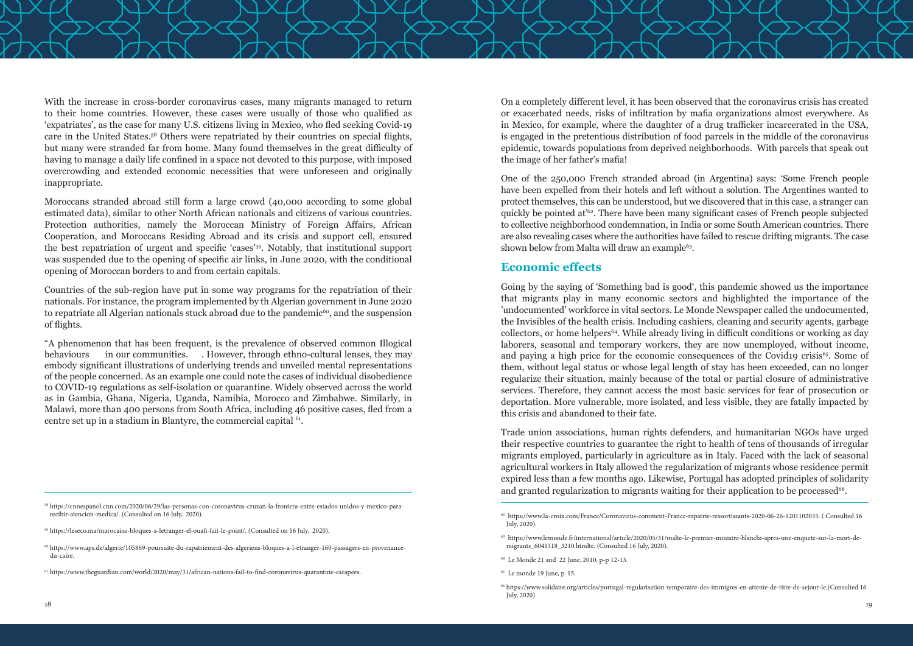With the increase in cross-border coronavirus cases, many migrants managed to return to their home countries. However, these cases were usually of those who qualified as 'expatriates', as the case for many U.S. citizens living in Mexico, who fled seeking Covid-19 care in the United States.[58] Others were repatriated by their countries on special flights, but many were stranded far from home. Many found themselves in the great difficulty of having to manage a daily life confined in a space not devoted to this purpose, with imposed overcrowding and extended economic necessities that were unforeseen and originally inappropriate.

Moroccans stranded abroad still form a large crowd (40,000 according to some global estimated data), similar to other North African nationals and citizens of various countries. Protection authorities, namely the Moroccan Ministry of Foreign Affairs, African Cooperation, and Moroccans Residing Abroad and its crisis and support cell, ensured the best repatriation of urgent and specific 'cases'[59]. Notably, that institutional support was suspended due to the opening of specific air links, in June 2020, with the conditional opening of Moroccan borders to and from certain capitals.

Countries of the sub-region have put in some way programs for the repatriation of their nationals. For instance, the program implemented by th Algerian government in June 2020 to repatriate all Algerian nationals stuck abroad due to the pandemic[60], and the suspension of flights.

"A phenomenon that has been frequent, is the prevalence of observed common Illogical behaviours in our communities. . However, through ethno-cultural lenses, they may embody significant illustrations of underlying trends and unveiled mental representations of the people concerned. As an example one could note the cases of individual disobedience to COVID-19 regulations as self-isolation or quarantine. Widely observed across the world as in Gambia, Ghana, Nigeria, Uganda, Namibia, Morocco and Zimbabwe. Similarly, in Malawi, more than 400 persons from South Africa, including 46 positive cases, fled from a centre set up in a stadium in Blantyre, the commercial capital [61].

[58] https://cnnespanol.cnn.com/2020/06/29/las-personas-con-coronavirus-cruzan-la-frontera-entre-estados-unidos-y-mexico-para-recibir-atencion-medica/. (Consulted on 16 July, 2020).

[59] https://leseco.ma/marocains-bloques-a-letranger-el-ouafi-fait-le-point/. (Consulted on 16 July, 2020).

[60] https://www.aps.dz/algerie/105869-poursuite-du-rapatriement-des-algeriens-bloques-a-l-etranger-160-passagers-en-provenance-du-caire.

[61] https://www.theguardian.com/world/2020/may/31/african-nations-fail-to-find-coronavirus-quarantine-escapees.

On a completely different level, it has been observed that the coronavirus crisis has created or exacerbated needs, risks of infiltration by mafia organizations almost everywhere. As in Mexico, for example, where the daughter of a drug trafficker incarcerated in the USA, is engaged in the pretentious distribution of food parcels in the middle of the coronavirus epidemic, towards populations from deprived neighborhoods. With parcels that speak out the image of her father's mafia!

One of the 250,000 French stranded abroad (in Argentina) says: 'Some French people have been expelled from their hotels and left without a solution. The Argentines wanted to protect themselves, this can be understood, but we discovered that in this case, a stranger can quickly be pointed at'[62]. There have been many significant cases of French people subjected to collective neighborhood condemnation, in India or some South American countries. There are also revealing cases where the authorities have failed to rescue drifting migrants. The case shown below from Malta will draw an example[63].

## Economic effects

Going by the saying of 'Something bad is good', this pandemic showed us the importance that migrants play in many economic sectors and highlighted the importance of the 'undocumented' workforce in vital sectors. Le Monde Newspaper called the undocumented, the Invisibles of the health crisis. Including cashiers, cleaning and security agents, garbage collectors, or home helpers[64]. While already living in difficult conditions or working as day laborers, seasonal and temporary workers, they are now unemployed, without income, and paying a high price for the economic consequences of the Covid19 crisis[65]. Some of them, without legal status or whose legal length of stay has been exceeded, can no longer regularize their situation, mainly because of the total or partial closure of administrative services. Therefore, they cannot access the most basic services for fear of prosecution or deportation. More vulnerable, more isolated, and less visible, they are fatally impacted by this crisis and abandoned to their fate.

Trade union associations, human rights defenders, and humanitarian NGOs have urged their respective countries to guarantee the right to health of tens of thousands of irregular migrants employed, particularly in agriculture as in Italy. Faced with the lack of seasonal agricultural workers in Italy allowed the regularization of migrants whose residence permit expired less than a few months ago. Likewise, Portugal has adopted principles of solidarity and granted regularization to migrants waiting for their application to be processed[66].

[62] https://www.la-croix.com/France/Coronavirus-comment-France-rapatrie-ressortissants-2020-06-26-1201102035. ( Consulted 16 July, 2020).

[63] https://www.lemonde.fr/international/article/2020/05/31/malte-le-premier-ministre-blanchi-apres-une-enquete-sur-la-mort-de-migrants_6041318_3210.htmlte. (Consulted 16 July, 2020).

[64] Le Monde 21 and 22 June, 2010, p-p 12-13.

[65] Le monde 19 June, p. 15.

[66] https://www.solidaire.org/articles/portugal-regularisation-temporaire-des-immigres-en-attente-de-titre-de-sejour-le.(Consulted 16 July, 2020).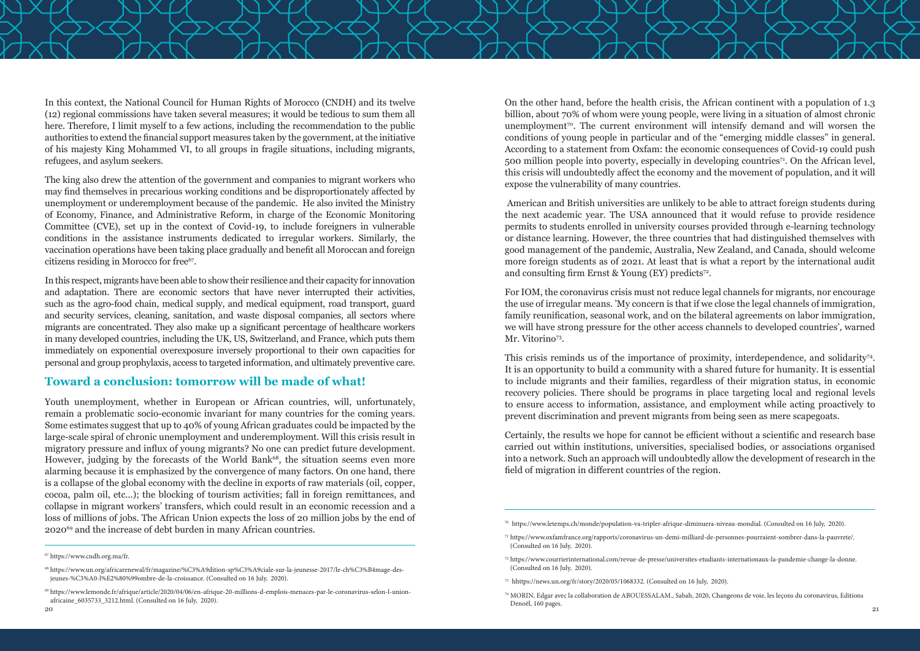In this context, the National Council for Human Rights of Morocco (CNDH) and its twelve (12) regional commissions have taken several measures; it would be tedious to sum them all here. Therefore, I limit myself to a few actions, including the recommendation to the public authorities to extend the financial support measures taken by the government, at the initiative of his majesty King Mohammed VI, to all groups in fragile situations, including migrants, refugees, and asylum seekers.

The king also drew the attention of the government and companies to migrant workers who may find themselves in precarious working conditions and be disproportionately affected by unemployment or underemployment because of the pandemic. He also invited the Ministry of Economy, Finance, and Administrative Reform, in charge of the Economic Monitoring Committee (CVE), set up in the context of Covid-19, to include foreigners in vulnerable conditions in the assistance instruments dedicated to irregular workers. Similarly, the vaccination operations have been taking place gradually and benefit all Moroccan and foreign citizens residing in Morocco for free[67].

In this respect, migrants have been able to show their resilience and their capacity for innovation and adaptation. There are economic sectors that have never interrupted their activities, such as the agro-food chain, medical supply, and medical equipment, road transport, guard and security services, cleaning, sanitation, and waste disposal companies, all sectors where migrants are concentrated. They also make up a significant percentage of healthcare workers in many developed countries, including the UK, US, Switzerland, and France, which puts them immediately on exponential overexposure inversely proportional to their own capacities for personal and group prophylaxis, access to targeted information, and ultimately preventive care.

## Toward a conclusion: tomorrow will be made of what!

Youth unemployment, whether in European or African countries, will, unfortunately, remain a problematic socio-economic invariant for many countries for the coming years. Some estimates suggest that up to 40% of young African graduates could be impacted by the large-scale spiral of chronic unemployment and underemployment. Will this crisis result in migratory pressure and influx of young migrants? No one can predict future development. However, judging by the forecasts of the World Bank[68], the situation seems even more alarming because it is emphasized by the convergence of many factors. On one hand, there is a collapse of the global economy with the decline in exports of raw materials (oil, copper, cocoa, palm oil, etc...); the blocking of tourism activities; fall in foreign remittances, and collapse in migrant workers' transfers, which could result in an economic recession and a loss of millions of jobs. The African Union expects the loss of 20 million jobs by the end of 2020[69] and the increase of debt burden in many African countries.

On the other hand, before the health crisis, the African continent with a population of 1.3 billion, about 70% of whom were young people, were living in a situation of almost chronic unemployment[70]. The current environment will intensify demand and will worsen the conditions of young people in particular and of the "emerging middle classes" in general. According to a statement from Oxfam: the economic consequences of Covid-19 could push 500 million people into poverty, especially in developing countries[71]. On the African level, this crisis will undoubtedly affect the economy and the movement of population, and it will expose the vulnerability of many countries.

American and British universities are unlikely to be able to attract foreign students during the next academic year. The USA announced that it would refuse to provide residence permits to students enrolled in university courses provided through e-learning technology or distance learning. However, the three countries that had distinguished themselves with good management of the pandemic, Australia, New Zealand, and Canada, should welcome more foreign students as of 2021. At least that is what a report by the international audit and consulting firm Ernst & Young (EY) predicts[72].

For IOM, the coronavirus crisis must not reduce legal channels for migrants, nor encourage the use of irregular means. 'My concern is that if we close the legal channels of immigration, family reunification, seasonal work, and on the bilateral agreements on labor immigration, we will have strong pressure for the other access channels to developed countries', warned Mr. Vitorino[73].

This crisis reminds us of the importance of proximity, interdependence, and solidarity[74]. It is an opportunity to build a community with a shared future for humanity. It is essential to include migrants and their families, regardless of their migration status, in economic recovery policies. There should be programs in place targeting local and regional levels to ensure access to information, assistance, and employment while acting proactively to prevent discrimination and prevent migrants from being seen as mere scapegoats.

Certainly, the results we hope for cannot be efficient without a scientific and research base carried out within institutions, universities, specialised bodies, or associations organised into a network. Such an approach will undoubtedly allow the development of research in the field of migration in different countries of the region.

---

[67] https://www.cndh.org.ma/fr.

[68] https://www.un.org/africarenewal/fr/magazine/%C3%A9dition-sp%C3%A9ciale-sur-la-jeunesse-2017/le-ch%C3%B4mage-des-jeunes-%C3%A0-l%E2%80%99ombre-de-la-croissance. (Consulted on 16 July, 2020).

[69] https://www.lemonde.fr/afrique/article/2020/04/06/en-afrique-20-millions-d-emplois-menaces-par-le-coronavirus-selon-l-union-africaine_6035733_3212.html. (Consulted on 16 July, 2020).

[70] https://www.letemps.ch/monde/population-va-tripler-afrique-diminuera-niveau-mondial. (Consulted on 16 July, 2020).

[71] https://www.oxfamfrance.org/rapports/coronavirus-un-demi-milliard-de-personnes-pourraient-sombrer-dans-la-pauvrete/. (Consulted on 16 July, 2020).

[72] https://www.courrierinternational.com/revue-de-presse/universites-etudiants-internationaux-la-pandemie-change-la-donne. (Consulted on 16 July, 2020).

[73] hhttps://news.un.org/fr/story/2020/05/1068332. (Consulted on 16 July, 2020).

[74] MORIN, Edgar avec la collaboration de ABOUESSALAM., Sabah, 2020, Changeons de voie, les leçons du coronavirus, Editions Denoël, 160 pages.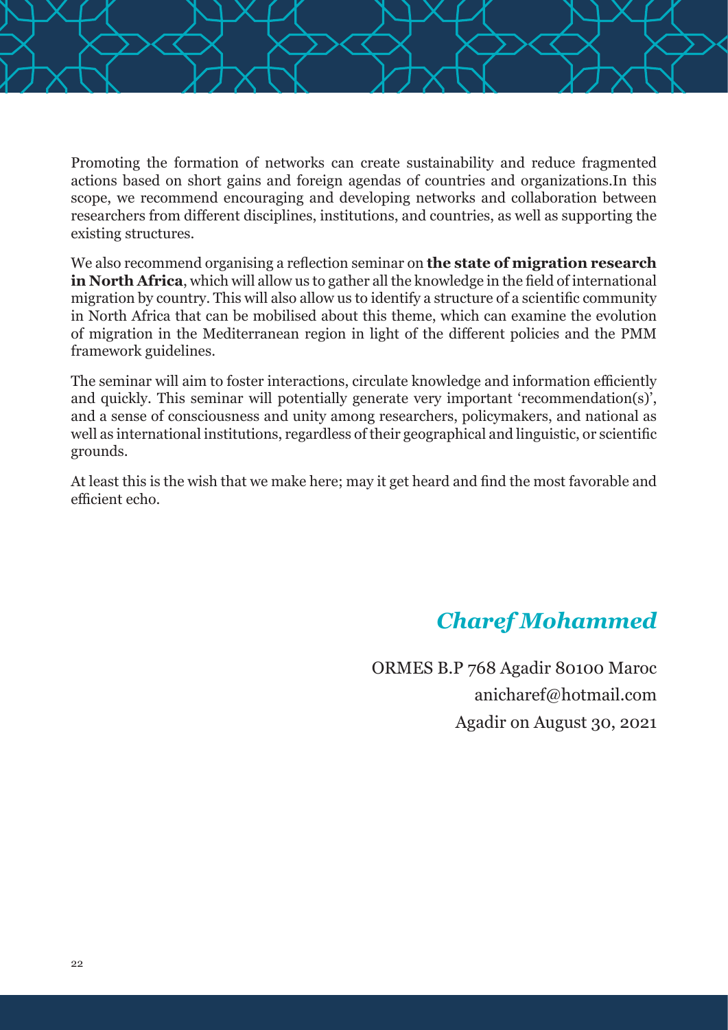Promoting the formation of networks can create sustainability and reduce fragmented actions based on short gains and foreign agendas of countries and organizations.In this scope, we recommend encouraging and developing networks and collaboration between researchers from different disciplines, institutions, and countries, as well as supporting the existing structures.

We also recommend organising a reflection seminar on **the state of migration research in North Africa**, which will allow us to gather all the knowledge in the field of international migration by country. This will also allow us to identify a structure of a scientific community in North Africa that can be mobilised about this theme, which can examine the evolution of migration in the Mediterranean region in light of the different policies and the PMM framework guidelines.

The seminar will aim to foster interactions, circulate knowledge and information efficiently and quickly. This seminar will potentially generate very important 'recommendation(s)', and a sense of consciousness and unity among researchers, policymakers, and national as well as international institutions, regardless of their geographical and linguistic, or scientific grounds.

At least this is the wish that we make here; may it get heard and find the most favorable and efficient echo.

***Charef Mohammed***

ORMES B.P 768 Agadir 80100 Maroc
anicharef@hotmail.com
Agadir on August 30, 2021